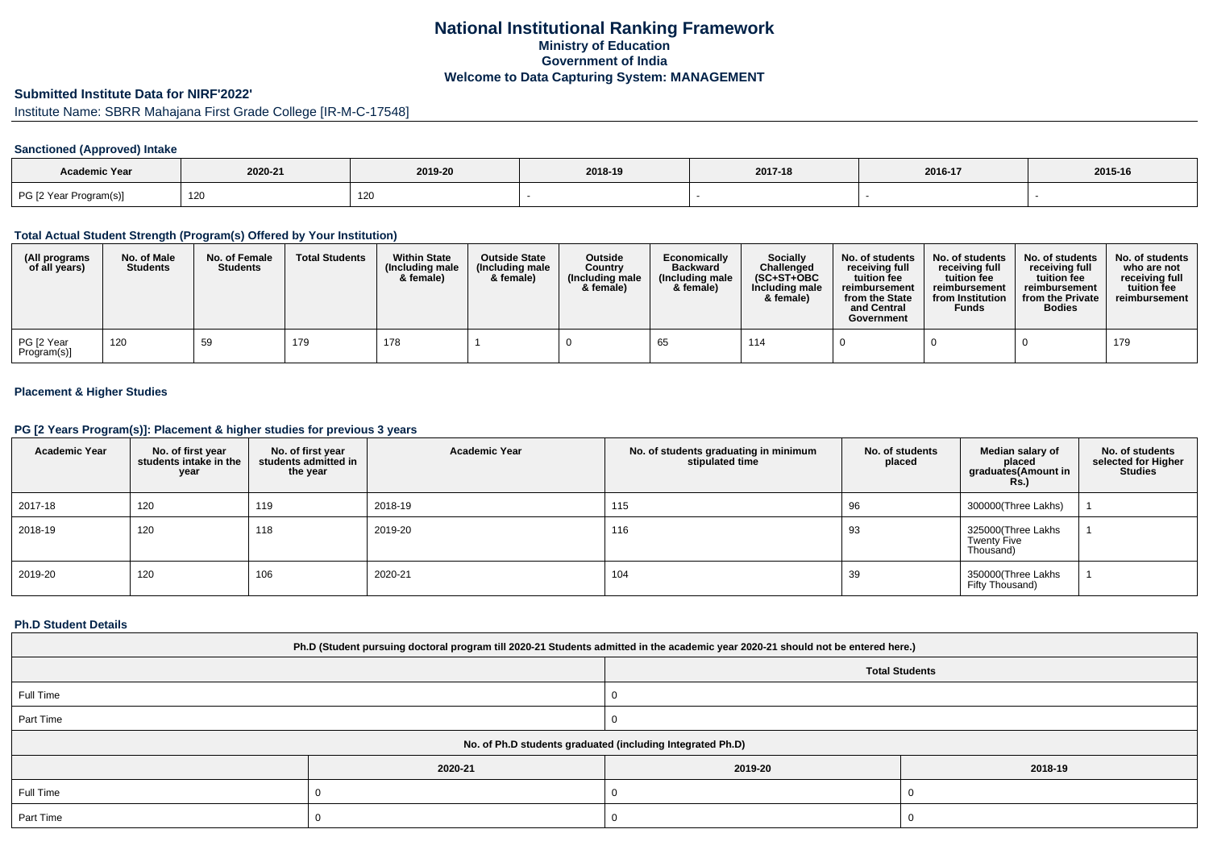# National Institutional Ranking Framework
## Ministry of Education
## Government of India
## Welcome to Data Capturing System: MANAGEMENT

**Submitted Institute Data for NIRF'2022'**

Institute Name: SBRR Mahajana First Grade College [IR-M-C-17548]

### Sanctioned (Approved) Intake

| Academic Year | 2020-21 | 2019-20 | 2018-19 | 2017-18 | 2016-17 | 2015-16 |
|---|---|---|---|---|---|---|
| PG [2 Year Program(s)] | 120 | 120 | - | - | - | - |

### Total Actual Student Strength (Program(s) Offered by Your Institution)

| (All programs of all years) | No. of Male Students | No. of Female Students | Total Students | Within State (Including male & female) | Outside State (Including male & female) | Outside Country (Including male & female) | Economically Backward (Including male & female) | Socially Challenged (SC+ST+OBC Including male & female) | No. of students receiving full tuition fee reimbursement from the State and Central Government | No. of students receiving full tuition fee reimbursement from Institution Funds | No. of students receiving full tuition fee reimbursement from the Private Bodies | No. of students who are not receiving full tuition fee reimbursement |
|---|---|---|---|---|---|---|---|---|---|---|---|---|
| PG [2 Year Program(s)] | 120 | 59 | 179 | 178 | 1 | 0 | 65 | 114 | 0 | 0 | 0 | 179 |

### Placement & Higher Studies

### PG [2 Years Program(s)]: Placement & higher studies for previous 3 years

| Academic Year | No. of first year students intake in the year | No. of first year students admitted in the year | Academic Year | No. of students graduating in minimum stipulated time | No. of students placed | Median salary of placed graduates(Amount in Rs.) | No. of students selected for Higher Studies |
|---|---|---|---|---|---|---|---|
| 2017-18 | 120 | 119 | 2018-19 | 115 | 96 | 300000(Three Lakhs) | 1 |
| 2018-19 | 120 | 118 | 2019-20 | 116 | 93 | 325000(Three Lakhs Twenty Five Thousand) | 1 |
| 2019-20 | 120 | 106 | 2020-21 | 104 | 39 | 350000(Three Lakhs Fifty Thousand) | 1 |

### Ph.D Student Details

| Ph.D (Student pursuing doctoral program till 2020-21 Students admitted in the academic year 2020-21 should not be entered here.) | |
|---|---|
| | Total Students |
| Full Time | 0 |
| Part Time | 0 |

| No. of Ph.D students graduated (including Integrated Ph.D) | | | |
|---|---|---|---|
| | 2020-21 | 2019-20 | 2018-19 |
| Full Time | 0 | 0 | 0 |
| Part Time | 0 | 0 | 0 |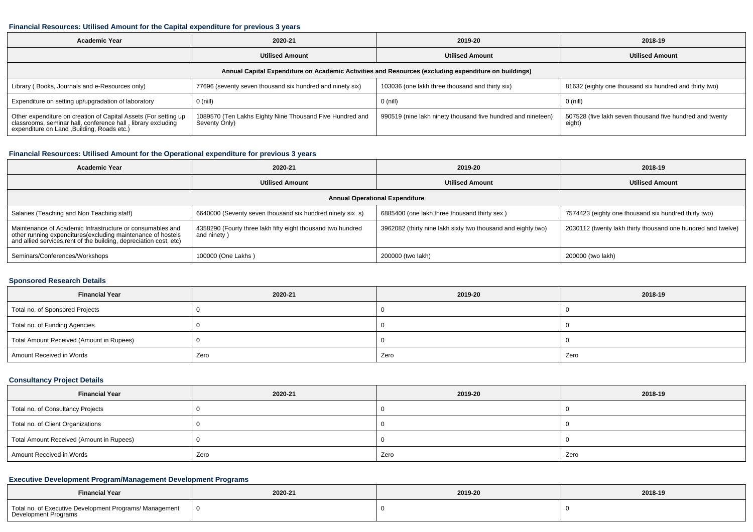### Financial Resources: Utilised Amount for the Capital expenditure for previous 3 years

| Academic Year | 2020-21 | 2019-20 | 2018-19 |
|---|---|---|---|
| | Utilised Amount | Utilised Amount | Utilised Amount |
| **Annual Capital Expenditure on Academic Activities and Resources (excluding expenditure on buildings)** | | | |
| Library ( Books, Journals and e-Resources only) | 77696 (seventy seven thousand six hundred and ninety six) | 103036 (one lakh three thousand and thirty six) | 81632 (eighty one thousand six hundred and thirty two) |
| Expenditure on setting up/upgradation of laboratory | 0 (nill) | 0 (nill) | 0 (nill) |
| Other expenditure on creation of Capital Assets (For setting up classrooms, seminar hall, conference hall , library excluding expenditure on Land ,Building, Roads etc.) | 1089570 (Ten Lakhs Eighty Nine Thousand Five Hundred and Seventy Only) | 990519 (nine lakh ninety thousand five hundred and nineteen) | 507528 (five lakh seven thousand five hundred and twenty eight) |

### Financial Resources: Utilised Amount for the Operational expenditure for previous 3 years

| Academic Year | 2020-21 | 2019-20 | 2018-19 |
|---|---|---|---|
| | Utilised Amount | Utilised Amount | Utilised Amount |
| **Annual Operational Expenditure** | | | |
| Salaries (Teaching and Non Teaching staff) | 6640000 (Seventy seven thousand six hundred ninety six s) | 6885400 (one lakh three thousand thirty sex ) | 7574423 (eighty one thousand six hundred thirty two) |
| Maintenance of Academic Infrastructure or consumables and other running expenditures(excluding maintenance of hostels and allied services,rent of the building, depreciation cost, etc) | 4358290 (Fourty three lakh fifty eight thousand two hundred and ninety ) | 3962082 (thirty nine lakh sixty two thousand and eighty two) | 2030112 (twenty lakh thirty thousand one hundred and twelve) |
| Seminars/Conferences/Workshops | 100000 (One Lakhs ) | 200000 (two lakh) | 200000 (two lakh) |

### Sponsored Research Details

| Financial Year | 2020-21 | 2019-20 | 2018-19 |
|---|---|---|---|
| Total no. of Sponsored Projects | 0 | 0 | 0 |
| Total no. of Funding Agencies | 0 | 0 | 0 |
| Total Amount Received (Amount in Rupees) | 0 | 0 | 0 |
| Amount Received in Words | Zero | Zero | Zero |

### Consultancy Project Details

| Financial Year | 2020-21 | 2019-20 | 2018-19 |
|---|---|---|---|
| Total no. of Consultancy Projects | 0 | 0 | 0 |
| Total no. of Client Organizations | 0 | 0 | 0 |
| Total Amount Received (Amount in Rupees) | 0 | 0 | 0 |
| Amount Received in Words | Zero | Zero | Zero |

### Executive Development Program/Management Development Programs

| Financial Year | 2020-21 | 2019-20 | 2018-19 |
|---|---|---|---|
| Total no. of Executive Development Programs/ Management Development Programs | 0 | 0 | 0 |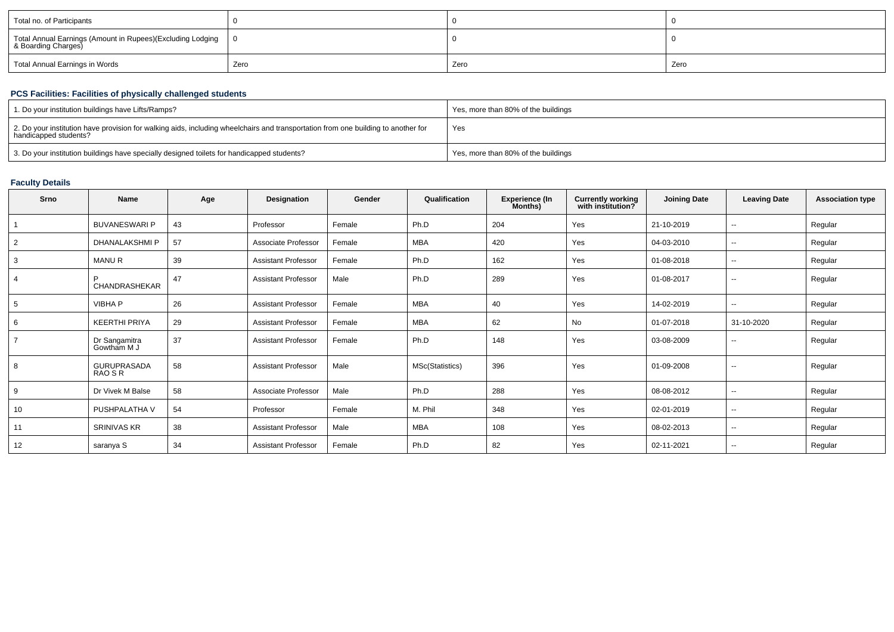| | | | |
|---|---|---|---|
| Total no. of Participants | 0 | 0 | 0 |
| Total Annual Earnings (Amount in Rupees)(Excluding Lodging & Boarding Charges) | 0 | 0 | 0 |
| Total Annual Earnings in Words | Zero | Zero | Zero |

### PCS Facilities: Facilities of physically challenged students

| | |
|---|---|
| 1. Do your institution buildings have Lifts/Ramps? | Yes, more than 80% of the buildings |
| 2. Do your institution have provision for walking aids, including wheelchairs and transportation from one building to another for handicapped students? | Yes |
| 3. Do your institution buildings have specially designed toilets for handicapped students? | Yes, more than 80% of the buildings |

### Faculty Details

| Srno | Name | Age | Designation | Gender | Qualification | Experience (In Months) | Currently working with institution? | Joining Date | Leaving Date | Association type |
|---|---|---|---|---|---|---|---|---|---|---|
| 1 | BUVANESWARI P | 43 | Professor | Female | Ph.D | 204 | Yes | 21-10-2019 | -- | Regular |
| 2 | DHANALAKSHMI P | 57 | Associate Professor | Female | MBA | 420 | Yes | 04-03-2010 | -- | Regular |
| 3 | MANU R | 39 | Assistant Professor | Female | Ph.D | 162 | Yes | 01-08-2018 | -- | Regular |
| 4 | P CHANDRASHEKAR | 47 | Assistant Professor | Male | Ph.D | 289 | Yes | 01-08-2017 | -- | Regular |
| 5 | VIBHA P | 26 | Assistant Professor | Female | MBA | 40 | Yes | 14-02-2019 | -- | Regular |
| 6 | KEERTHI PRIYA | 29 | Assistant Professor | Female | MBA | 62 | No | 01-07-2018 | 31-10-2020 | Regular |
| 7 | Dr Sangamitra Gowtham M J | 37 | Assistant Professor | Female | Ph.D | 148 | Yes | 03-08-2009 | -- | Regular |
| 8 | GURUPRASADA RAO S R | 58 | Assistant Professor | Male | MSc(Statistics) | 396 | Yes | 01-09-2008 | -- | Regular |
| 9 | Dr Vivek M Balse | 58 | Associate Professor | Male | Ph.D | 288 | Yes | 08-08-2012 | -- | Regular |
| 10 | PUSHPALATHA V | 54 | Professor | Female | M. Phil | 348 | Yes | 02-01-2019 | -- | Regular |
| 11 | SRINIVAS KR | 38 | Assistant Professor | Male | MBA | 108 | Yes | 08-02-2013 | -- | Regular |
| 12 | saranya S | 34 | Assistant Professor | Female | Ph.D | 82 | Yes | 02-11-2021 | -- | Regular |